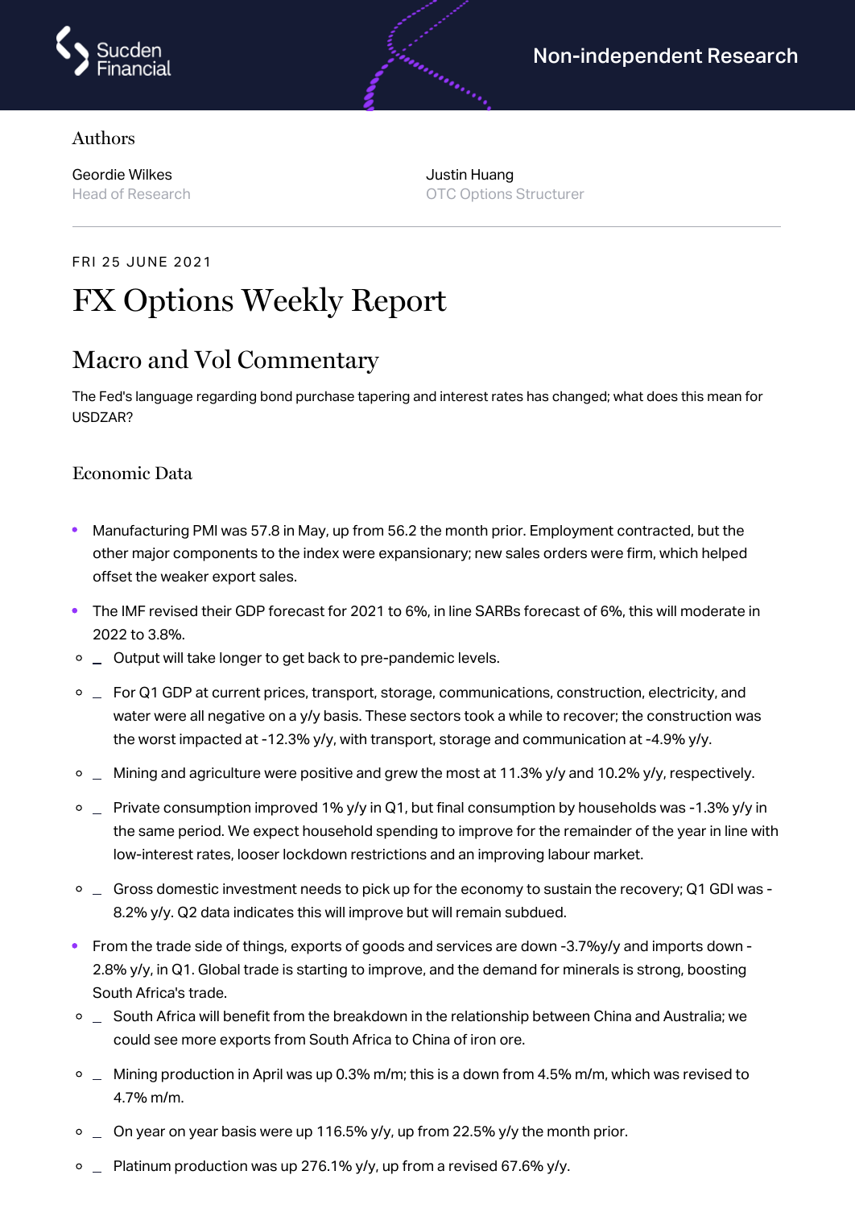Sucden Financial

Non-independent Research

Authors

Geordie Wilkes
Head of Research

Justin Huang
OTC Options Structurer

FRI 25 JUNE 2021

# FX Options Weekly Report

## Macro and Vol Commentary

The Fed's language regarding bond purchase tapering and interest rates has changed; what does this mean for USDZAR?

### Economic Data

- Manufacturing PMI was 57.8 in May, up from 56.2 the month prior. Employment contracted, but the other major components to the index were expansionary; new sales orders were firm, which helped offset the weaker export sales.
- The IMF revised their GDP forecast for 2021 to 6%, in line SARBs forecast of 6%, this will moderate in 2022 to 3.8%.
  - Output will take longer to get back to pre-pandemic levels.
  - For Q1 GDP at current prices, transport, storage, communications, construction, electricity, and water were all negative on a y/y basis. These sectors took a while to recover; the construction was the worst impacted at -12.3% y/y, with transport, storage and communication at -4.9% y/y.
  - Mining and agriculture were positive and grew the most at 11.3% y/y and 10.2% y/y, respectively.
  - Private consumption improved 1% y/y in Q1, but final consumption by households was -1.3% y/y in the same period. We expect household spending to improve for the remainder of the year in line with low-interest rates, looser lockdown restrictions and an improving labour market.
  - Gross domestic investment needs to pick up for the economy to sustain the recovery; Q1 GDI was -8.2% y/y. Q2 data indicates this will improve but will remain subdued.
- From the trade side of things, exports of goods and services are down -3.7%y/y and imports down -2.8% y/y, in Q1. Global trade is starting to improve, and the demand for minerals is strong, boosting South Africa's trade.
  - South Africa will benefit from the breakdown in the relationship between China and Australia; we could see more exports from South Africa to China of iron ore.
  - Mining production in April was up 0.3% m/m; this is a down from 4.5% m/m, which was revised to 4.7% m/m.
  - On year on year basis were up 116.5% y/y, up from 22.5% y/y the month prior.
  - Platinum production was up 276.1% y/y, up from a revised 67.6% y/y.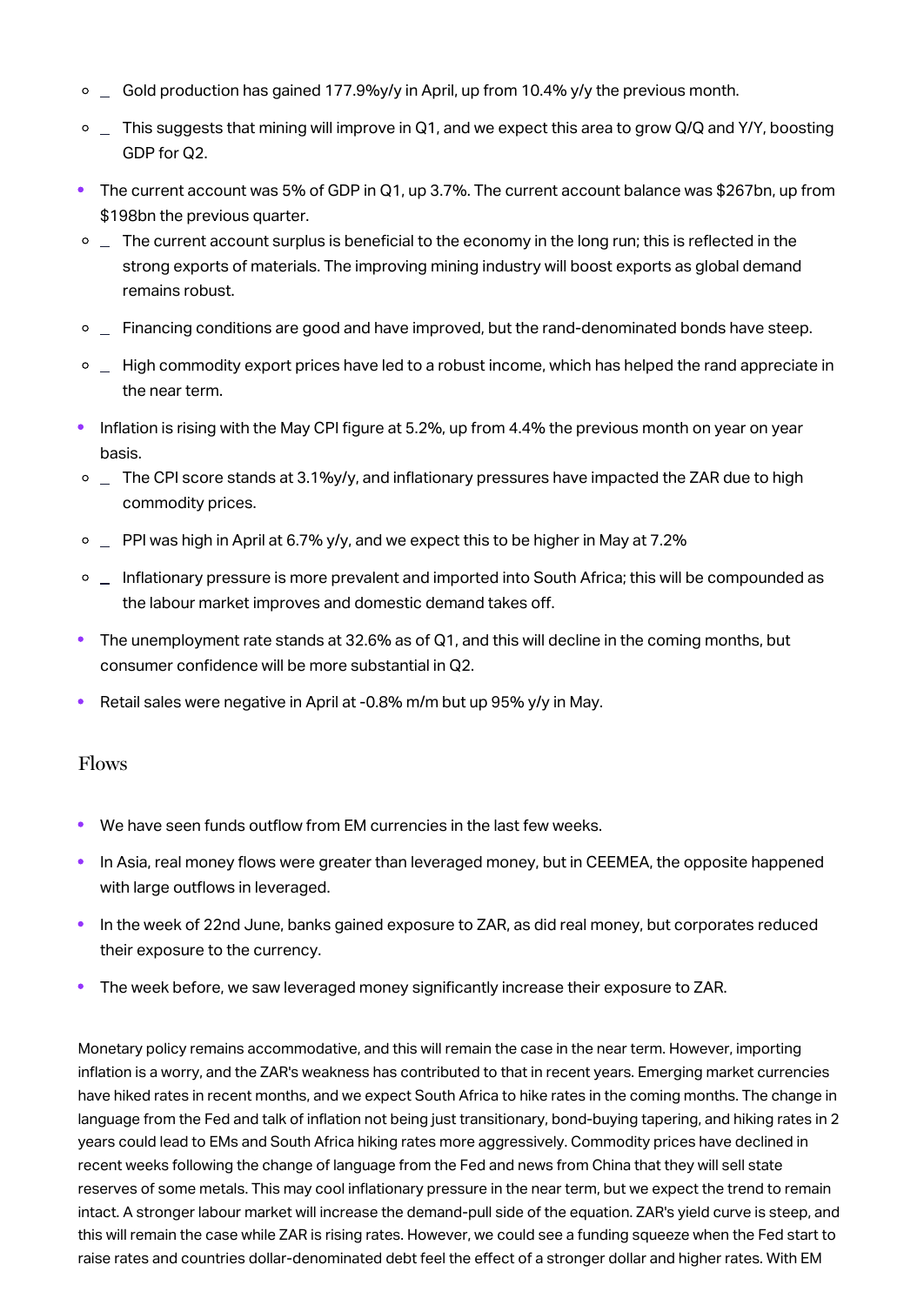- _ Gold production has gained 177.9%y/y in April, up from 10.4% y/y the previous month.
    - _ This suggests that mining will improve in Q1, and we expect this area to grow Q/Q and Y/Y, boosting GDP for Q2.
- The current account was 5% of GDP in Q1, up 3.7%. The current account balance was $267bn, up from $198bn the previous quarter.
    - _ The current account surplus is beneficial to the economy in the long run; this is reflected in the strong exports of materials. The improving mining industry will boost exports as global demand remains robust.
    - _ Financing conditions are good and have improved, but the rand-denominated bonds have steep.
    - _ High commodity export prices have led to a robust income, which has helped the rand appreciate in the near term.
- Inflation is rising with the May CPI figure at 5.2%, up from 4.4% the previous month on year on year basis.
    - _ The CPI score stands at 3.1%y/y, and inflationary pressures have impacted the ZAR due to high commodity prices.
    - _ PPI was high in April at 6.7% y/y, and we expect this to be higher in May at 7.2%
    - _ Inflationary pressure is more prevalent and imported into South Africa; this will be compounded as the labour market improves and domestic demand takes off.
- The unemployment rate stands at 32.6% as of Q1, and this will decline in the coming months, but consumer confidence will be more substantial in Q2.
- Retail sales were negative in April at -0.8% m/m but up 95% y/y in May.

## Flows

- We have seen funds outflow from EM currencies in the last few weeks.
- In Asia, real money flows were greater than leveraged money, but in CEEMEA, the opposite happened with large outflows in leveraged.
- In the week of 22nd June, banks gained exposure to ZAR, as did real money, but corporates reduced their exposure to the currency.
- The week before, we saw leveraged money significantly increase their exposure to ZAR.

Monetary policy remains accommodative, and this will remain the case in the near term. However, importing inflation is a worry, and the ZAR's weakness has contributed to that in recent years. Emerging market currencies have hiked rates in recent months, and we expect South Africa to hike rates in the coming months. The change in language from the Fed and talk of inflation not being just transitionary, bond-buying tapering, and hiking rates in 2 years could lead to EMs and South Africa hiking rates more aggressively. Commodity prices have declined in recent weeks following the change of language from the Fed and news from China that they will sell state reserves of some metals. This may cool inflationary pressure in the near term, but we expect the trend to remain intact. A stronger labour market will increase the demand-pull side of the equation. ZAR's yield curve is steep, and this will remain the case while ZAR is rising rates. However, we could see a funding squeeze when the Fed start to raise rates and countries dollar-denominated debt feel the effect of a stronger dollar and higher rates. With EM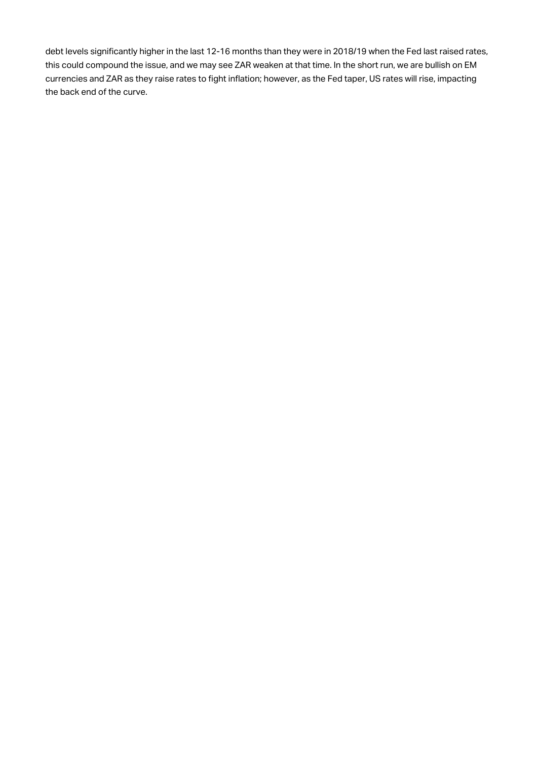debt levels significantly higher in the last 12-16 months than they were in 2018/19 when the Fed last raised rates, this could compound the issue, and we may see ZAR weaken at that time. In the short run, we are bullish on EM currencies and ZAR as they raise rates to fight inflation; however, as the Fed taper, US rates will rise, impacting the back end of the curve.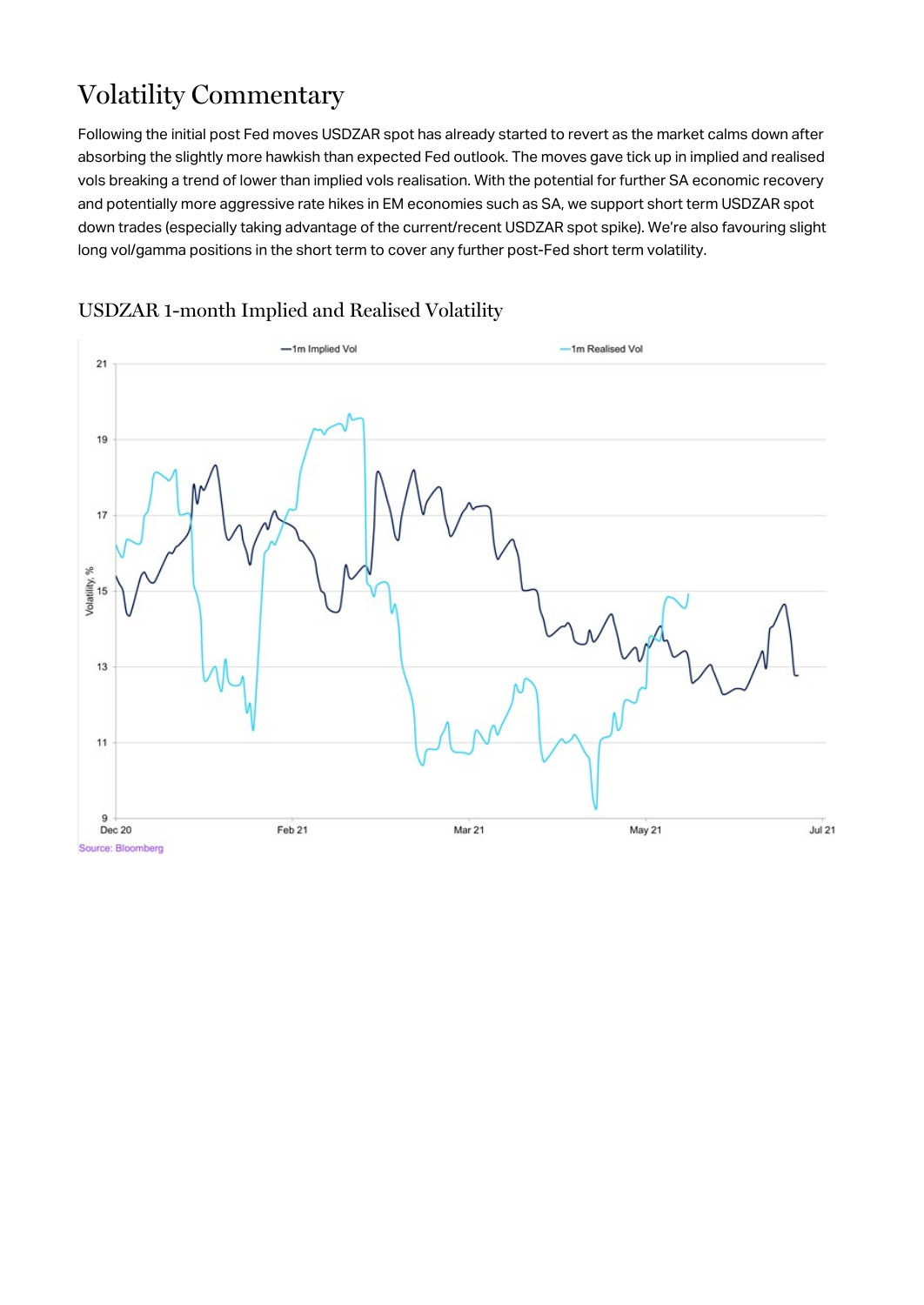# Volatility Commentary

Following the initial post Fed moves USDZAR spot has already started to revert as the market calms down after absorbing the slightly more hawkish than expected Fed outlook. The moves gave tick up in implied and realised vols breaking a trend of lower than implied vols realisation. With the potential for further SA economic recovery and potentially more aggressive rate hikes in EM economies such as SA, we support short term USDZAR spot down trades (especially taking advantage of the current/recent USDZAR spot spike). We're also favouring slight long vol/gamma positions in the short term to cover any further post-Fed short term volatility.

## USDZAR 1-month Implied and Realised Volatility

Source: Bloomberg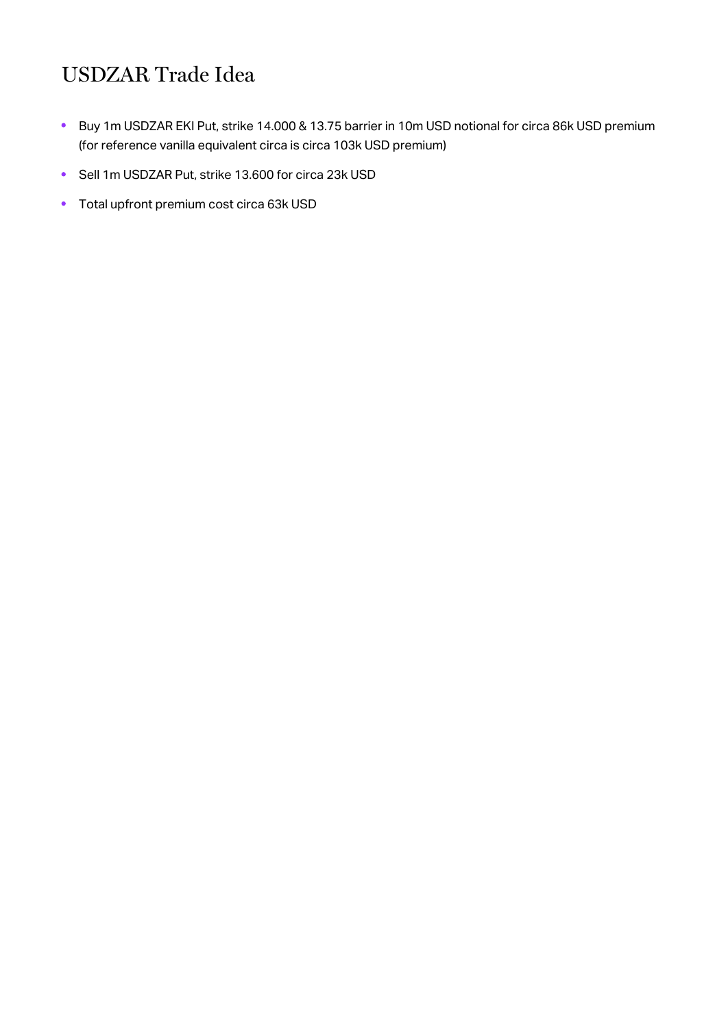# USDZAR Trade Idea

- Buy 1m USDZAR EKI Put, strike 14.000 & 13.75 barrier in 10m USD notional for circa 86k USD premium (for reference vanilla equivalent circa is circa 103k USD premium)
- Sell 1m USDZAR Put, strike 13.600 for circa 23k USD
- Total upfront premium cost circa 63k USD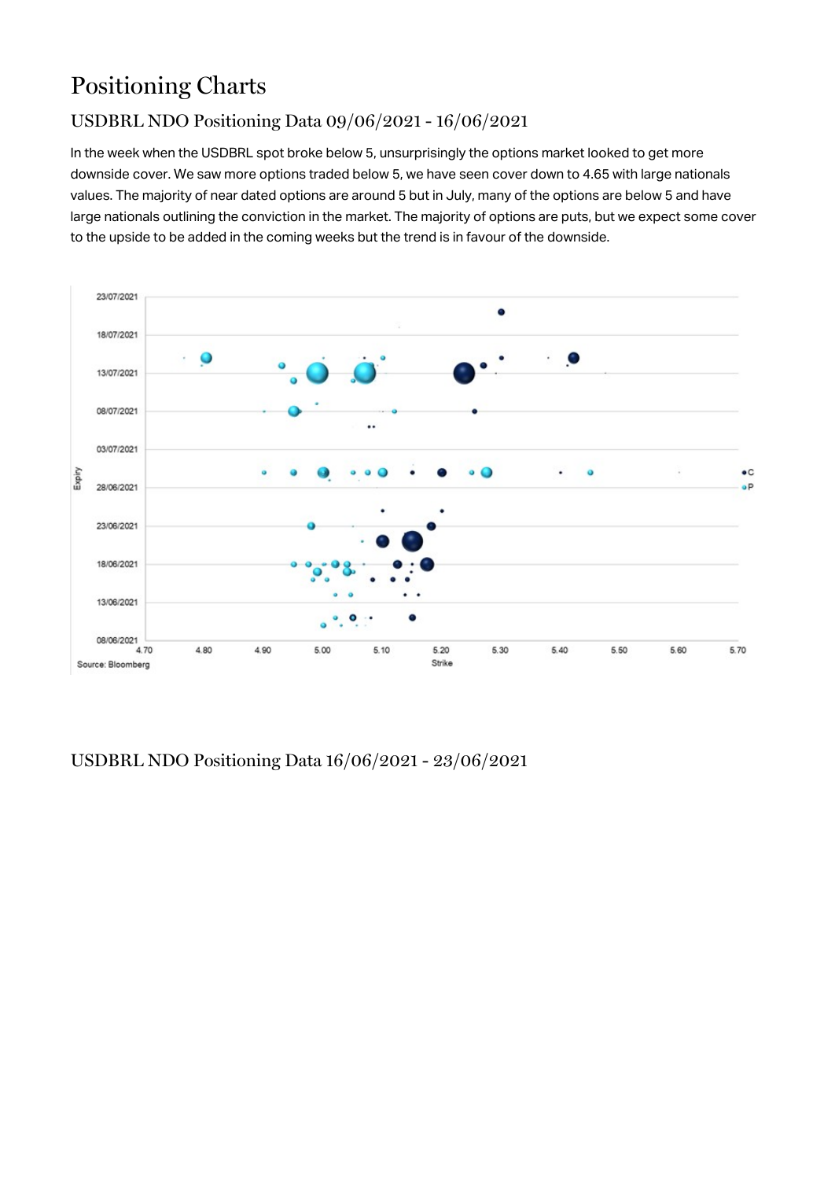# Positioning Charts

## USDBRL NDO Positioning Data 09/06/2021 - 16/06/2021

In the week when the USDBRL spot broke below 5, unsurprisingly the options market looked to get more downside cover. We saw more options traded below 5, we have seen cover down to 4.65 with large nationals values. The majority of near dated options are around 5 but in July, many of the options are below 5 and have large nationals outlining the conviction in the market. The majority of options are puts, but we expect some cover to the upside to be added in the coming weeks but the trend is in favour of the downside.

Source: Bloomberg

## USDBRL NDO Positioning Data 16/06/2021 - 23/06/2021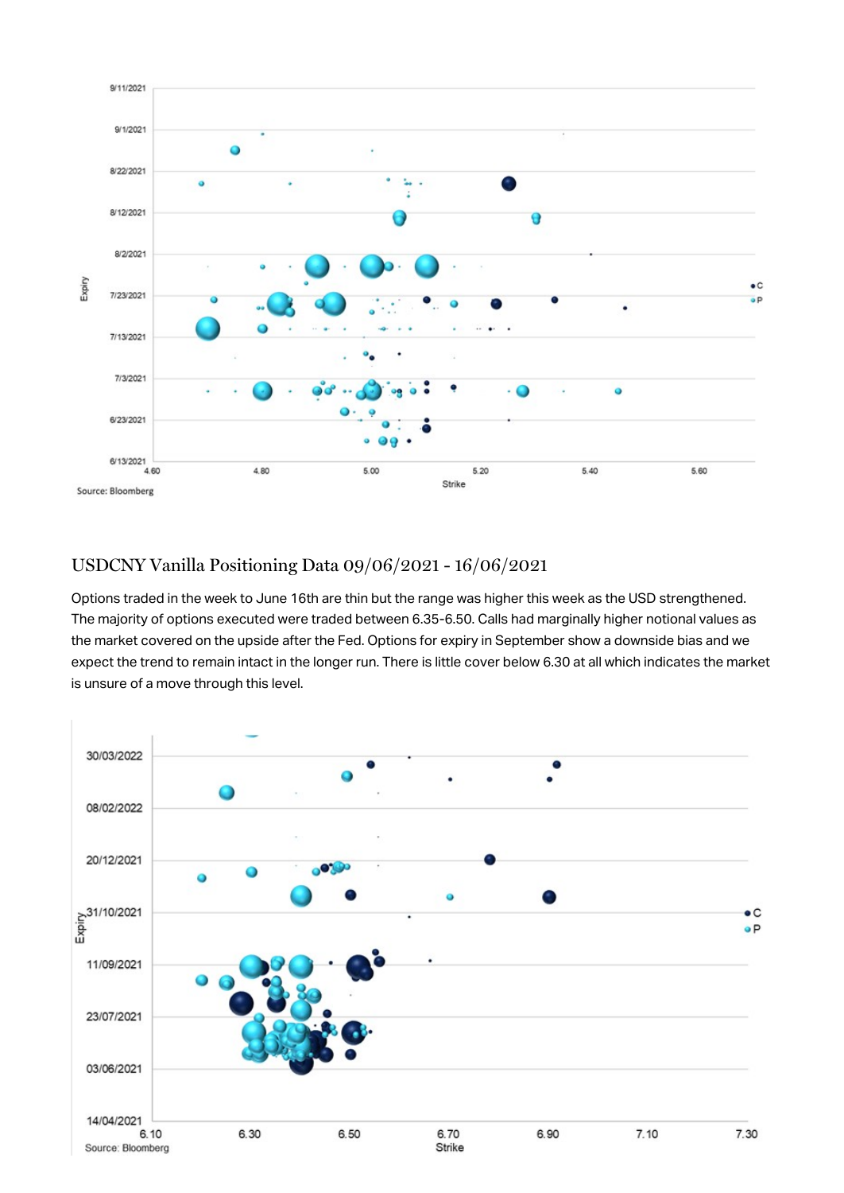Source: Bloomberg

## USDCNY Vanilla Positioning Data 09/06/2021 - 16/06/2021

Options traded in the week to June 16th are thin but the range was higher this week as the USD strengthened. The majority of options executed were traded between 6.35-6.50. Calls had marginally higher notional values as the market covered on the upside after the Fed. Options for expiry in September show a downside bias and we expect the trend to remain intact in the longer run. There is little cover below 6.30 at all which indicates the market is unsure of a move through this level.

Source: Bloomberg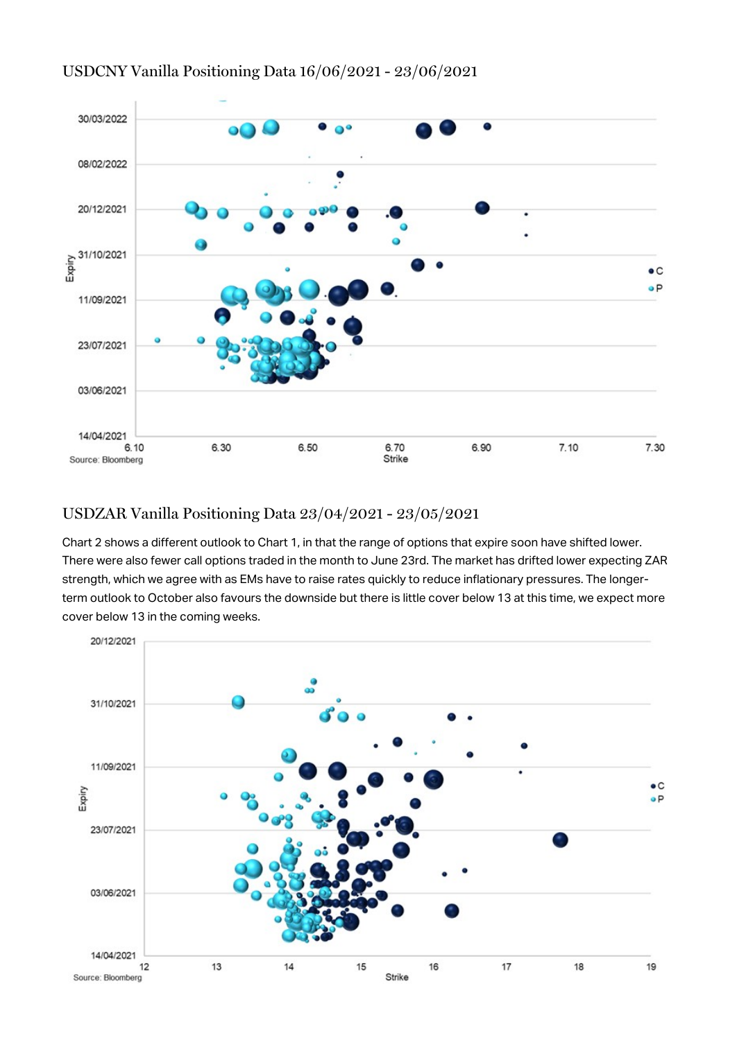## USDCNY Vanilla Positioning Data 16/06/2021 - 23/06/2021

Source: Bloomberg

## USDZAR Vanilla Positioning Data 23/04/2021 - 23/05/2021

Chart 2 shows a different outlook to Chart 1, in that the range of options that expire soon have shifted lower. There were also fewer call options traded in the month to June 23rd. The market has drifted lower expecting ZAR strength, which we agree with as EMs have to raise rates quickly to reduce inflationary pressures. The longer-term outlook to October also favours the downside but there is little cover below 13 at this time, we expect more cover below 13 in the coming weeks.

Source: Bloomberg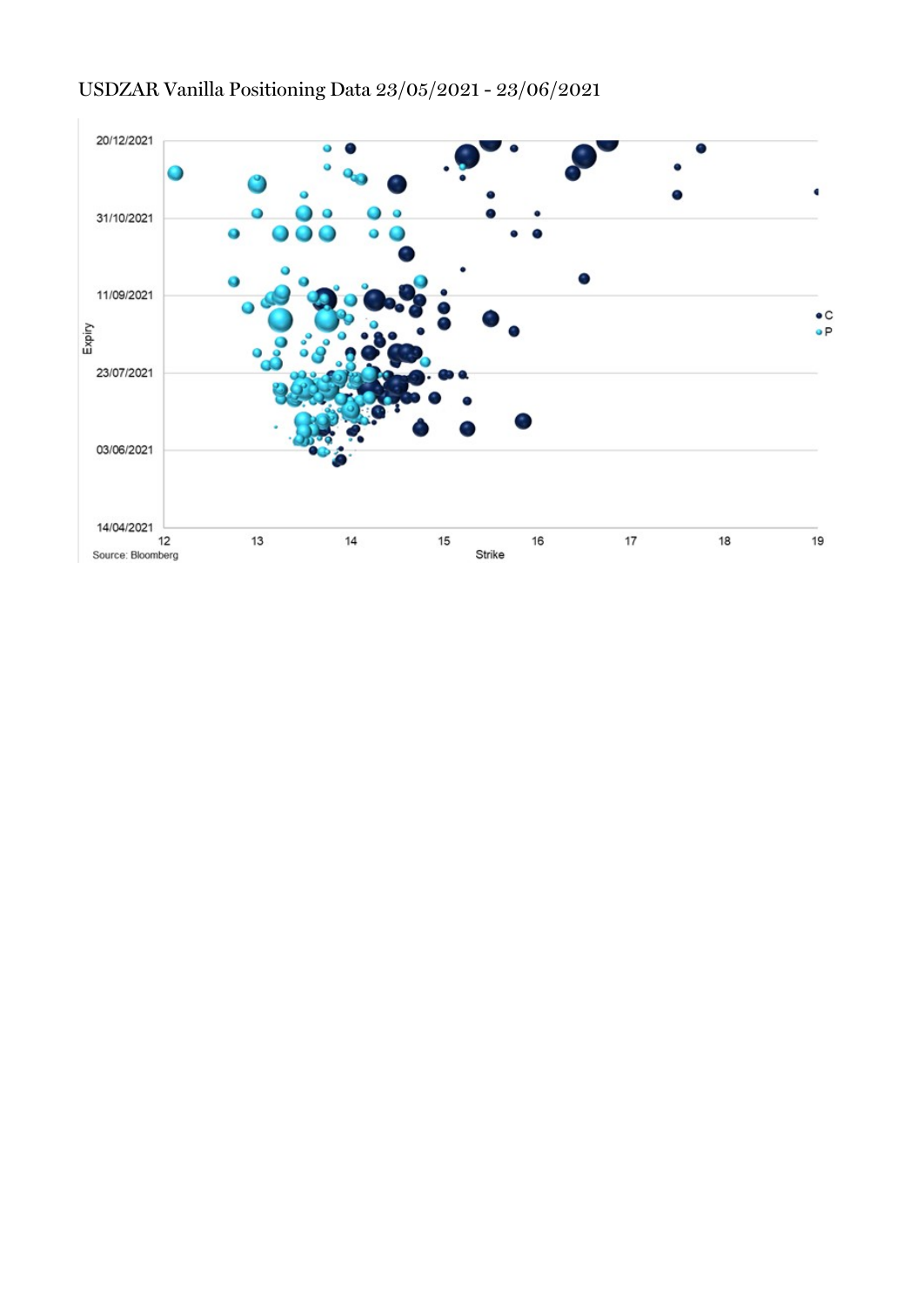USDZAR Vanilla Positioning Data 23/05/2021 - 23/06/2021

Source: Bloomberg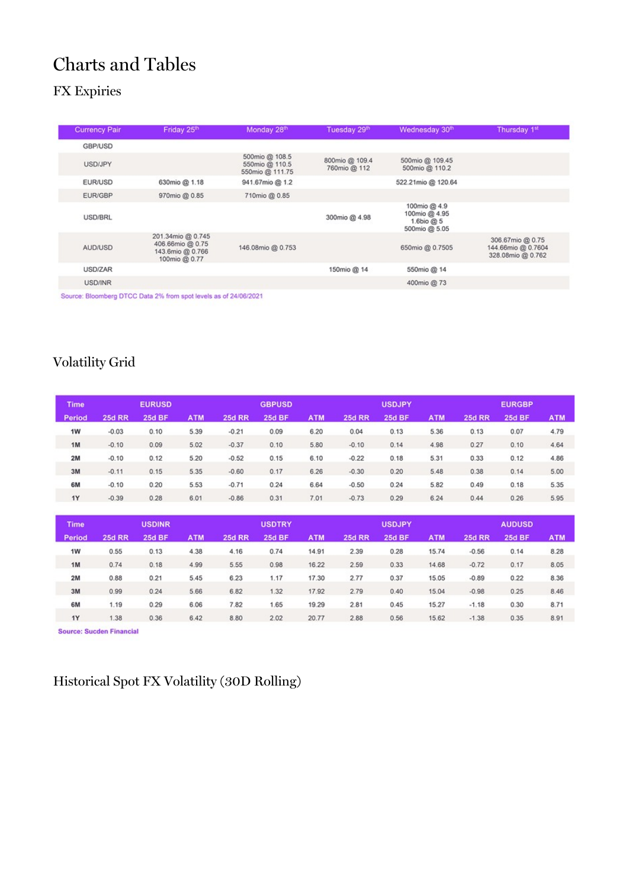# Charts and Tables

## FX Expiries

| Currency Pair | Friday 25th | Monday 28th | Tuesday 29th | Wednesday 30th | Thursday 1st |
|---|---|---|---|---|---|
| GBP/USD | | | | | |
| USD/JPY | | 500mio @ 108.5<br>550mio @ 110.5<br>550mio @ 111.75 | 800mio @ 109.4<br>760mio @ 112 | 500mio @ 109.45<br>500mio @ 110.2 | |
| EUR/USD | 630mio @ 1.18 | 941.67mio @ 1.2 | | 522.21mio @ 120.64 | |
| EUR/GBP | 970mio @ 0.85 | 710mio @ 0.85 | | | |
| USD/BRL | | | 300mio @ 4.98 | 100mio @ 4.9<br>100mio @ 4.95<br>1.6bio @ 5<br>500mio @ 5.05 | |
| AUD/USD | 201.34mio @ 0.745<br>406.66mio @ 0.75<br>143.6mio @ 0.766<br>100mio @ 0.77 | 146.08mio @ 0.753 | | 650mio @ 0.7505 | 306.67mio @ 0.75<br>144.66mio @ 0.7604<br>328.08mio @ 0.762 |
| USD/ZAR | | | 150mio @ 14 | 550mio @ 14 | |
| USD/INR | | | | 400mio @ 73 | |

Source: Bloomberg DTCC Data 2% from spot levels as of 24/06/2021

## Volatility Grid

| Time | EURUSD | | | GBPUSD | | | USDJPY | | | EURGBP | | |
|---|---|---|---|---|---|---|---|---|---|---|---|---|
| Period | 25d RR | 25d BF | ATM | 25d RR | 25d BF | ATM | 25d RR | 25d BF | ATM | 25d RR | 25d BF | ATM |
| 1W | -0.03 | 0.10 | 5.39 | -0.21 | 0.09 | 6.20 | 0.04 | 0.13 | 5.36 | 0.13 | 0.07 | 4.79 |
| 1M | -0.10 | 0.09 | 5.02 | -0.37 | 0.10 | 5.80 | -0.10 | 0.14 | 4.98 | 0.27 | 0.10 | 4.64 |
| 2M | -0.10 | 0.12 | 5.20 | -0.52 | 0.15 | 6.10 | -0.22 | 0.18 | 5.31 | 0.33 | 0.12 | 4.86 |
| 3M | -0.11 | 0.15 | 5.35 | -0.60 | 0.17 | 6.26 | -0.30 | 0.20 | 5.48 | 0.38 | 0.14 | 5.00 |
| 6M | -0.10 | 0.20 | 5.53 | -0.71 | 0.24 | 6.64 | -0.50 | 0.24 | 5.82 | 0.49 | 0.18 | 5.35 |
| 1Y | -0.39 | 0.28 | 6.01 | -0.86 | 0.31 | 7.01 | -0.73 | 0.29 | 6.24 | 0.44 | 0.26 | 5.95 |

| Time | USDINR | | | USDTRY | | | USDJPY | | | AUDUSD | | |
|---|---|---|---|---|---|---|---|---|---|---|---|---|
| Period | 25d RR | 25d BF | ATM | 25d RR | 25d BF | ATM | 25d RR | 25d BF | ATM | 25d RR | 25d BF | ATM |
| 1W | 0.55 | 0.13 | 4.38 | 4.16 | 0.74 | 14.91 | 2.39 | 0.28 | 15.74 | -0.56 | 0.14 | 8.28 |
| 1M | 0.74 | 0.18 | 4.99 | 5.55 | 0.98 | 16.22 | 2.59 | 0.33 | 14.68 | -0.72 | 0.17 | 8.05 |
| 2M | 0.88 | 0.21 | 5.45 | 6.23 | 1.17 | 17.30 | 2.77 | 0.37 | 15.05 | -0.89 | 0.22 | 8.36 |
| 3M | 0.99 | 0.24 | 5.66 | 6.82 | 1.32 | 17.92 | 2.79 | 0.40 | 15.04 | -0.98 | 0.25 | 8.46 |
| 6M | 1.19 | 0.29 | 6.06 | 7.82 | 1.65 | 19.29 | 2.81 | 0.45 | 15.27 | -1.18 | 0.30 | 8.71 |
| 1Y | 1.38 | 0.36 | 6.42 | 8.80 | 2.02 | 20.77 | 2.88 | 0.56 | 15.62 | -1.38 | 0.35 | 8.91 |

**Source: Sucden Financial**

## Historical Spot FX Volatility (30D Rolling)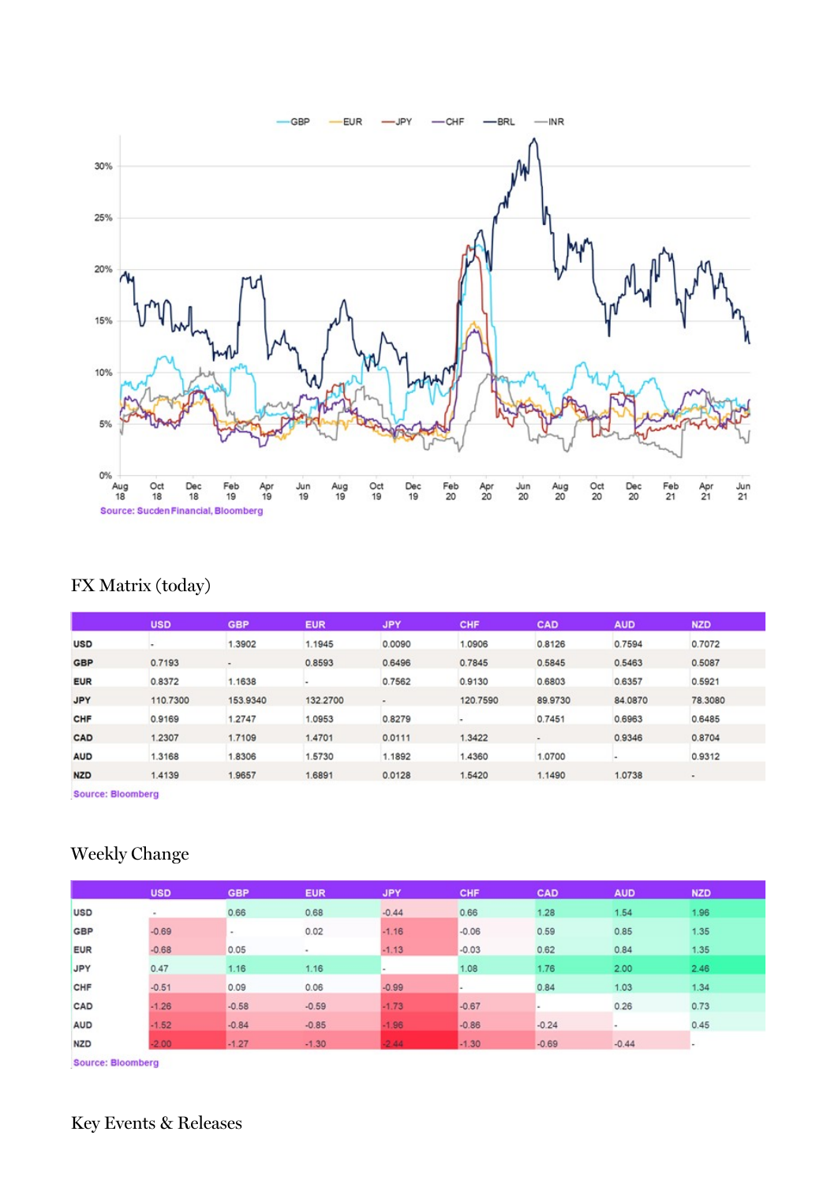GBP EUR JPY CHF BRL INR

Source: Sucden Financial, Bloomberg

## FX Matrix (today)

| | USD | GBP | EUR | JPY | CHF | CAD | AUD | NZD |
|---|---|---|---|---|---|---|---|---|
| USD | - | 1.3902 | 1.1945 | 0.0090 | 1.0906 | 0.8126 | 0.7594 | 0.7072 |
| GBP | 0.7193 | - | 0.8593 | 0.6496 | 0.7845 | 0.5845 | 0.5463 | 0.5087 |
| EUR | 0.8372 | 1.1638 | - | 0.7562 | 0.9130 | 0.6803 | 0.6357 | 0.5921 |
| JPY | 110.7300 | 153.9340 | 132.2700 | - | 120.7590 | 89.9730 | 84.0870 | 78.3080 |
| CHF | 0.9169 | 1.2747 | 1.0953 | 0.8279 | - | 0.7451 | 0.6963 | 0.6485 |
| CAD | 1.2307 | 1.7109 | 1.4701 | 0.0111 | 1.3422 | - | 0.9346 | 0.8704 |
| AUD | 1.3168 | 1.8306 | 1.5730 | 1.1892 | 1.4360 | 1.0700 | - | 0.9312 |
| NZD | 1.4139 | 1.9657 | 1.6891 | 0.0128 | 1.5420 | 1.1490 | 1.0738 | - |

Source: Bloomberg

## Weekly Change

| | USD | GBP | EUR | JPY | CHF | CAD | AUD | NZD |
|---|---|---|---|---|---|---|---|---|
| USD | - | 0.66 | 0.68 | -0.44 | 0.66 | 1.28 | 1.54 | 1.96 |
| GBP | -0.69 | - | 0.02 | -1.16 | -0.06 | 0.59 | 0.85 | 1.35 |
| EUR | -0.68 | 0.05 | - | -1.13 | -0.03 | 0.62 | 0.84 | 1.35 |
| JPY | 0.47 | 1.16 | 1.16 | - | 1.08 | 1.76 | 2.00 | 2.46 |
| CHF | -0.51 | 0.09 | 0.06 | -0.99 | - | 0.84 | 1.03 | 1.34 |
| CAD | -1.26 | -0.58 | -0.59 | -1.73 | -0.67 | - | 0.26 | 0.73 |
| AUD | -1.52 | -0.84 | -0.85 | -1.96 | -0.86 | -0.24 | - | 0.45 |
| NZD | -2.00 | -1.27 | -1.30 | -2.44 | -1.30 | -0.69 | -0.44 | - |

Source: Bloomberg

## Key Events & Releases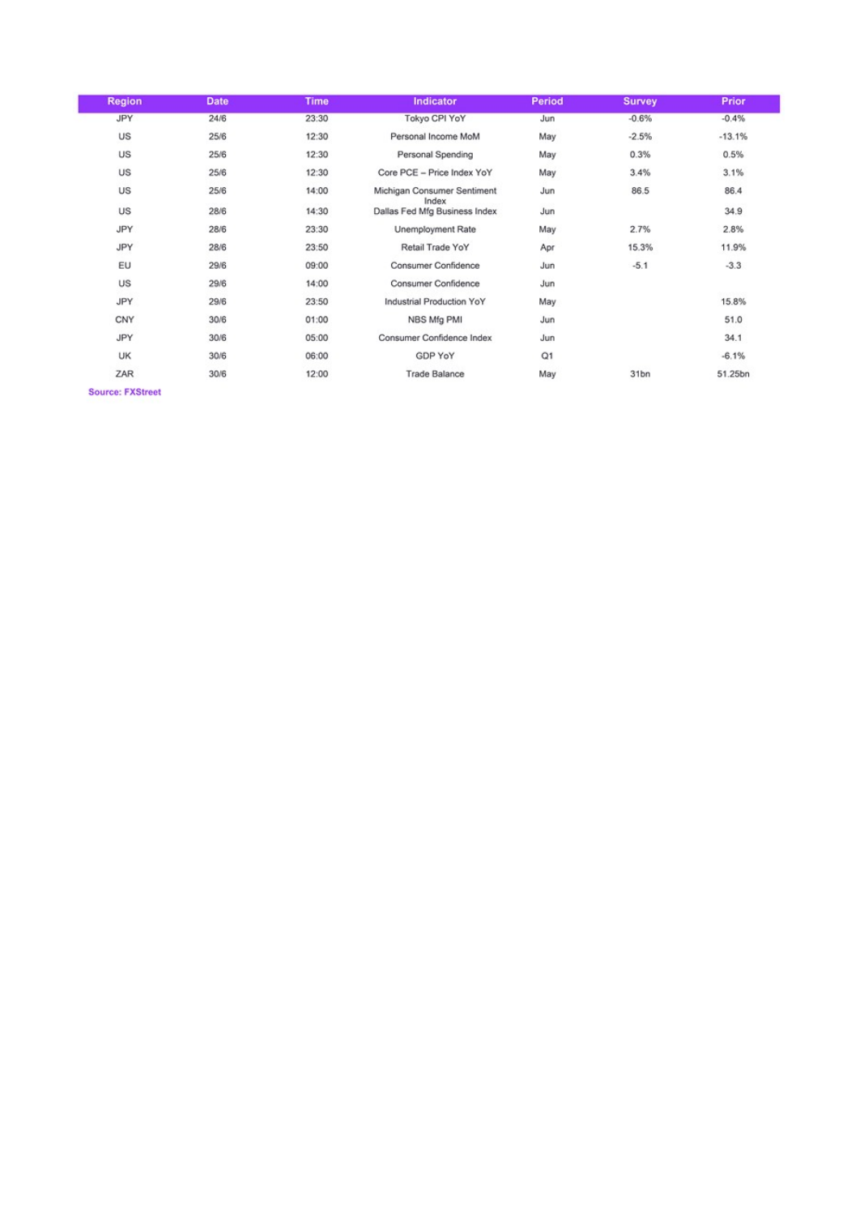| Region | Date | Time | Indicator | Period | Survey | Prior |
|---|---|---|---|---|---|---|
| JPY | 24/6 | 23:30 | Tokyo CPI YoY | Jun | -0.6% | -0.4% |
| US | 25/6 | 12:30 | Personal Income MoM | May | -2.5% | -13.1% |
| US | 25/6 | 12:30 | Personal Spending | May | 0.3% | 0.5% |
| US | 25/6 | 12:30 | Core PCE – Price Index YoY | May | 3.4% | 3.1% |
| US | 25/6 | 14:00 | Michigan Consumer Sentiment Index | Jun | 86.5 | 86.4 |
| US | 28/6 | 14:30 | Dallas Fed Mfg Business Index | Jun | | 34.9 |
| JPY | 28/6 | 23:30 | Unemployment Rate | May | 2.7% | 2.8% |
| JPY | 28/6 | 23:50 | Retail Trade YoY | Apr | 15.3% | 11.9% |
| EU | 29/6 | 09:00 | Consumer Confidence | Jun | -5.1 | -3.3 |
| US | 29/6 | 14:00 | Consumer Confidence | Jun | | |
| JPY | 29/6 | 23:50 | Industrial Production YoY | May | | 15.8% |
| CNY | 30/6 | 01:00 | NBS Mfg PMI | Jun | | 51.0 |
| JPY | 30/6 | 05:00 | Consumer Confidence Index | Jun | | 34.1 |
| UK | 30/6 | 06:00 | GDP YoY | Q1 | | -6.1% |
| ZAR | 30/6 | 12:00 | Trade Balance | May | 31bn | 51.25bn |

**Source: FXStreet**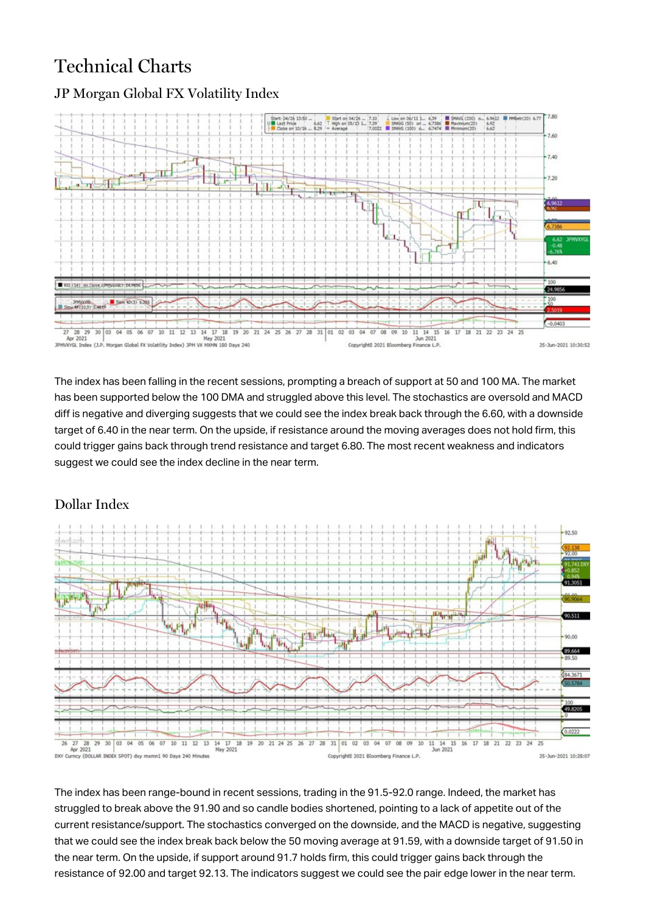# Technical Charts

## JP Morgan Global FX Volatility Index

The index has been falling in the recent sessions, prompting a breach of support at 50 and 100 MA. The market has been supported below the 100 DMA and struggled above this level. The stochastics are oversold and MACD diff is negative and diverging suggests that we could see the index break back through the 6.60, with a downside target of 6.40 in the near term. On the upside, if resistance around the moving averages does not hold firm, this could trigger gains back through trend resistance and target 6.80. The most recent weakness and indicators suggest we could see the index decline in the near term.

## Dollar Index

The index has been range-bound in recent sessions, trading in the 91.5-92.0 range. Indeed, the market has struggled to break above the 91.90 and so candle bodies shortened, pointing to a lack of appetite out of the current resistance/support. The stochastics converged on the downside, and the MACD is negative, suggesting that we could see the index break back below the 50 moving average at 91.59, with a downside target of 91.50 in the near term. On the upside, if support around 91.7 holds firm, this could trigger gains back through the resistance of 92.00 and target 92.13. The indicators suggest we could see the pair edge lower in the near term.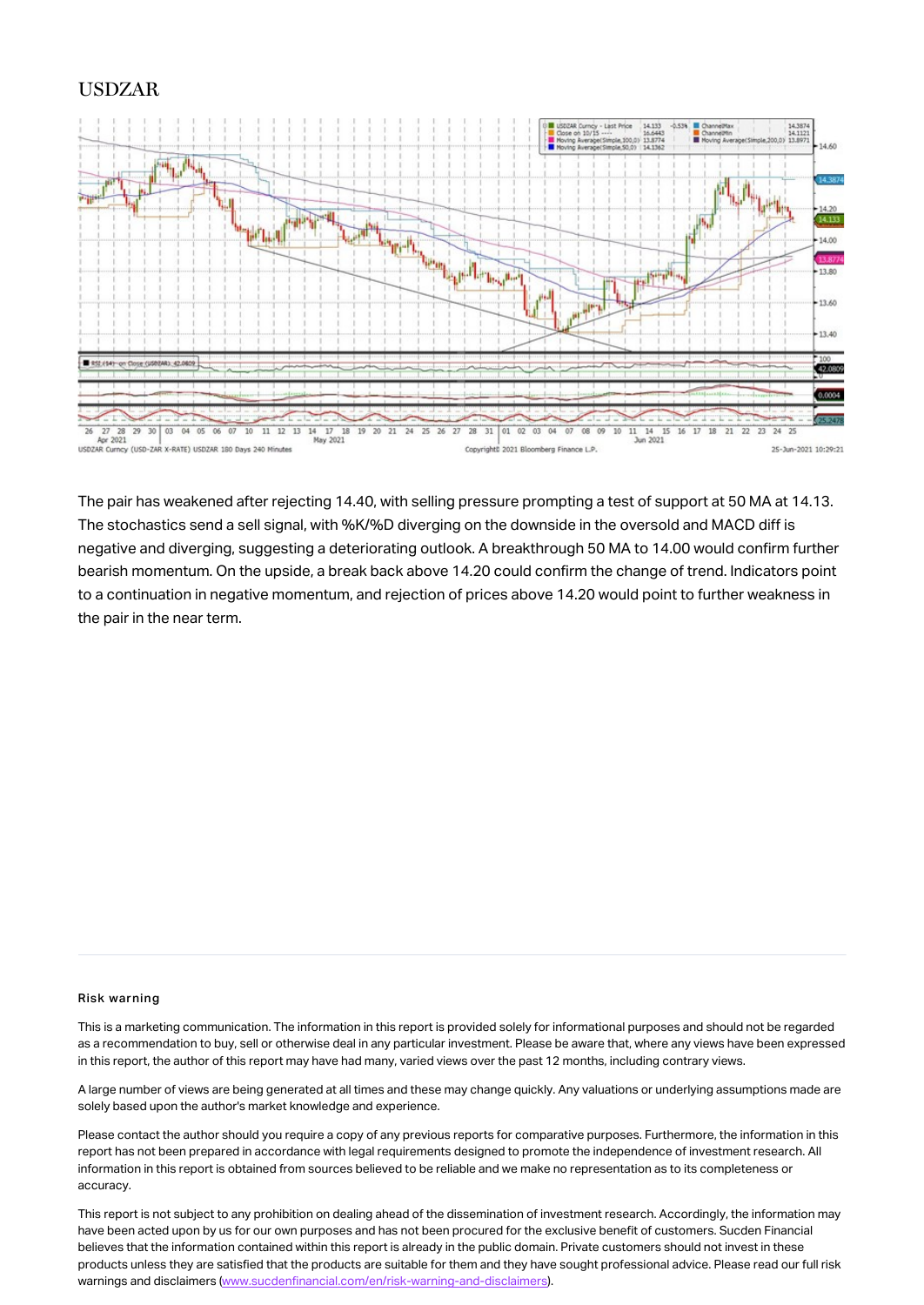# USDZAR

USDZAR Curncy - Last Price 14.133 -0.53%
Close on 10/15 ---- 16.6443
Moving Average(Simple,100,0) 13.8774
Moving Average(Simple,50,0) 14.1362
ChannelMax 14.3874
ChannelMin 14.1121
Moving Average(Simple,200,0) 13.8971

14.60
14.3874
14.20
14.133
14.00
13.8774
13.80
13.60
13.40

RSI (14) on Close (USDZAR) 42.0809
100
42.0809
0

0.0004

25.2478

26 27 28 29 30 03 04 05 06 07 10 11 12 13 14 17 18 19 20 21 24 25 26 27 28 31 01 02 03 04 07 08 09 10 11 14 15 16 17 18 21 22 23 24 25
Apr 2021 May 2021 Jun 2021

USDZAR Curncy (USD-ZAR X-RATE) USDZAR 180 Days 240 Minutes

Copyright© 2021 Bloomberg Finance L.P.

25-Jun-2021 10:29:21

The pair has weakened after rejecting 14.40, with selling pressure prompting a test of support at 50 MA at 14.13. The stochastics send a sell signal, with %K/%D diverging on the downside in the oversold and MACD diff is negative and diverging, suggesting a deteriorating outlook. A breakthrough 50 MA to 14.00 would confirm further bearish momentum. On the upside, a break back above 14.20 could confirm the change of trend. Indicators point to a continuation in negative momentum, and rejection of prices above 14.20 would point to further weakness in the pair in the near term.

---

#### Risk warning

This is a marketing communication. The information in this report is provided solely for informational purposes and should not be regarded as a recommendation to buy, sell or otherwise deal in any particular investment. Please be aware that, where any views have been expressed in this report, the author of this report may have had many, varied views over the past 12 months, including contrary views.

A large number of views are being generated at all times and these may change quickly. Any valuations or underlying assumptions made are solely based upon the author's market knowledge and experience.

Please contact the author should you require a copy of any previous reports for comparative purposes. Furthermore, the information in this report has not been prepared in accordance with legal requirements designed to promote the independence of investment research. All information in this report is obtained from sources believed to be reliable and we make no representation as to its completeness or accuracy.

This report is not subject to any prohibition on dealing ahead of the dissemination of investment research. Accordingly, the information may have been acted upon by us for our own purposes and has not been procured for the exclusive benefit of customers. Sucden Financial believes that the information contained within this report is already in the public domain. Private customers should not invest in these products unless they are satisfied that the products are suitable for them and they have sought professional advice. Please read our full risk warnings and disclaimers ([www.sucdenfinancial.com/en/risk-warning-and-disclaimers](www.sucdenfinancial.com/en/risk-warning-and-disclaimers)).